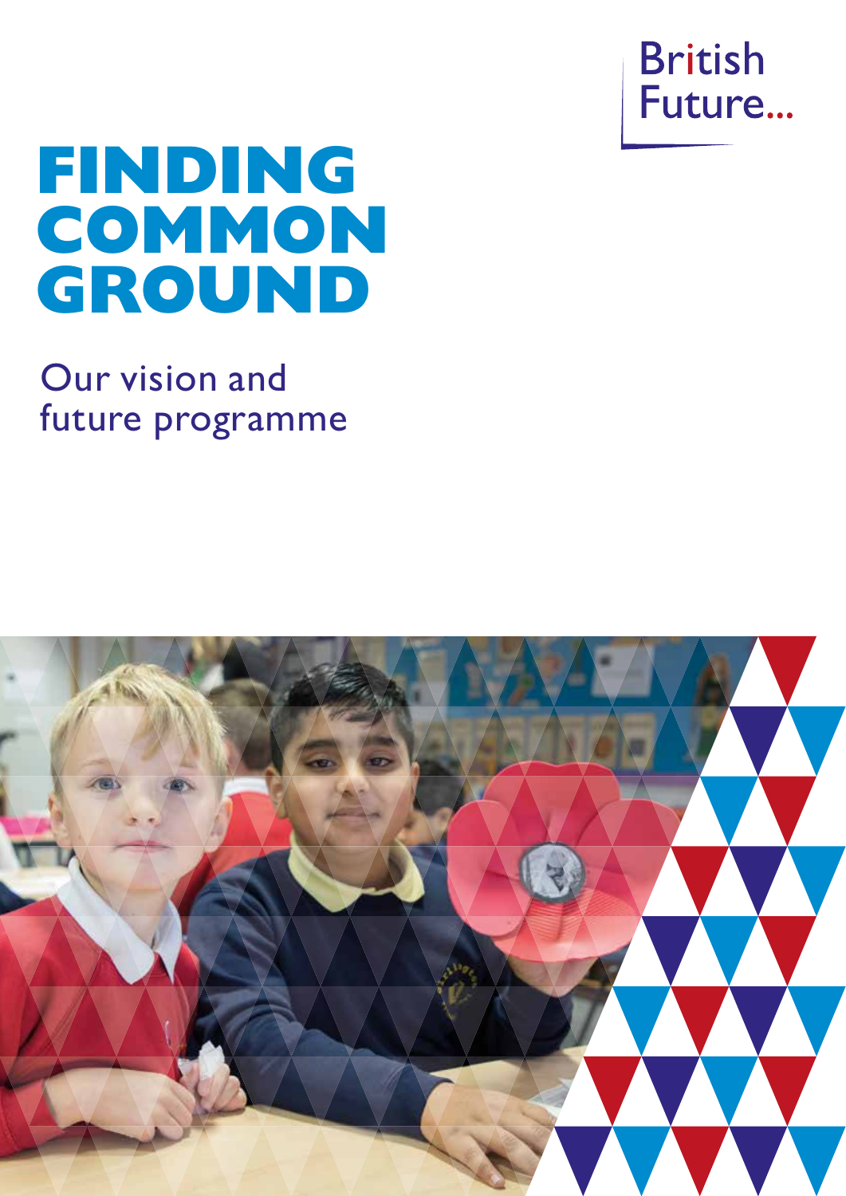British Future...

# FINDING COMMON GROUND

## Our vision and future programme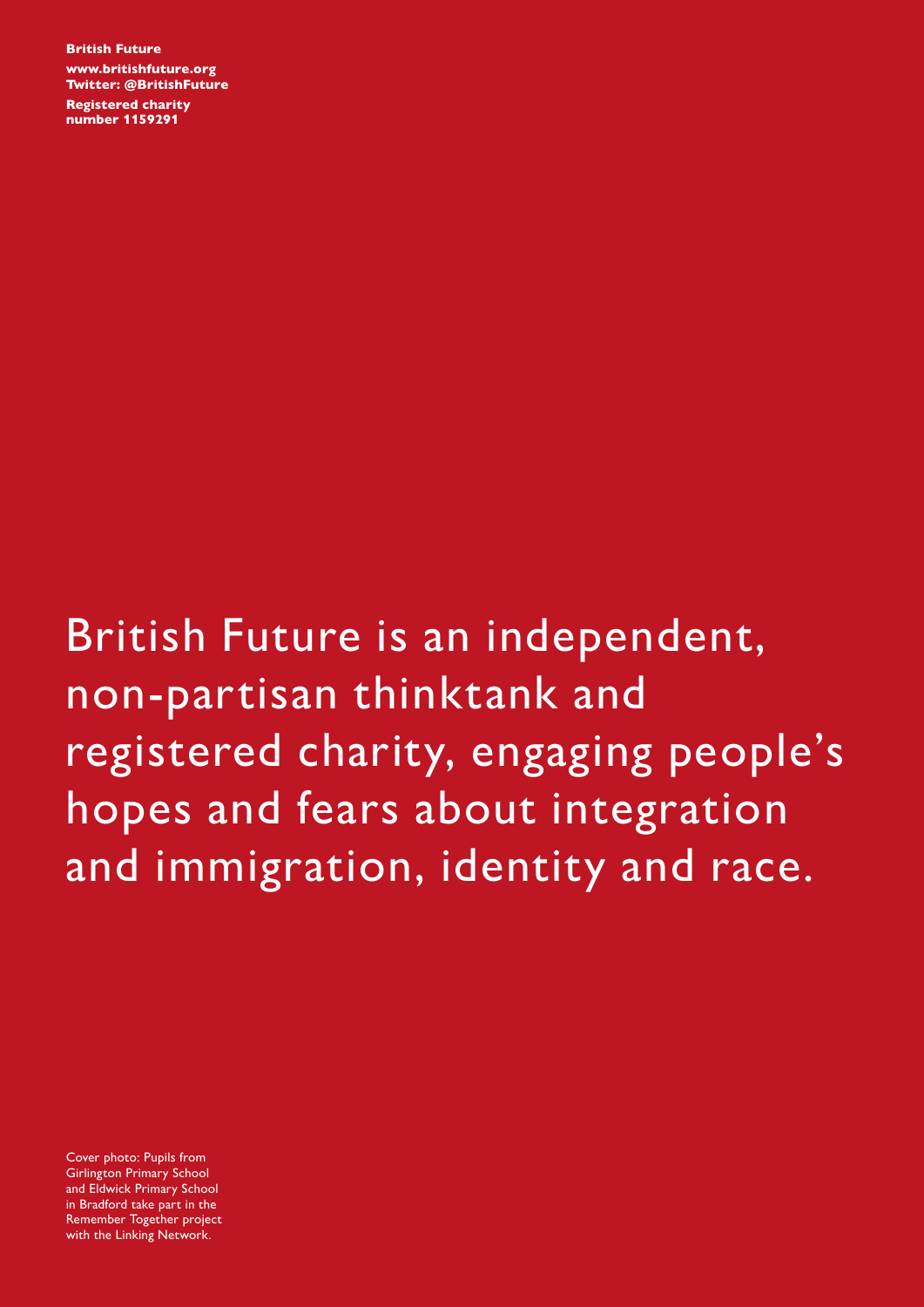**British Future**

**www.britishfuture.org**
**Twitter: @BritishFuture**

**Registered charity number 1159291**

British Future is an independent, non-partisan thinktank and registered charity, engaging people's hopes and fears about integration and immigration, identity and race.

Cover photo: Pupils from Girlington Primary School and Eldwick Primary School in Bradford take part in the Remember Together project with the Linking Network.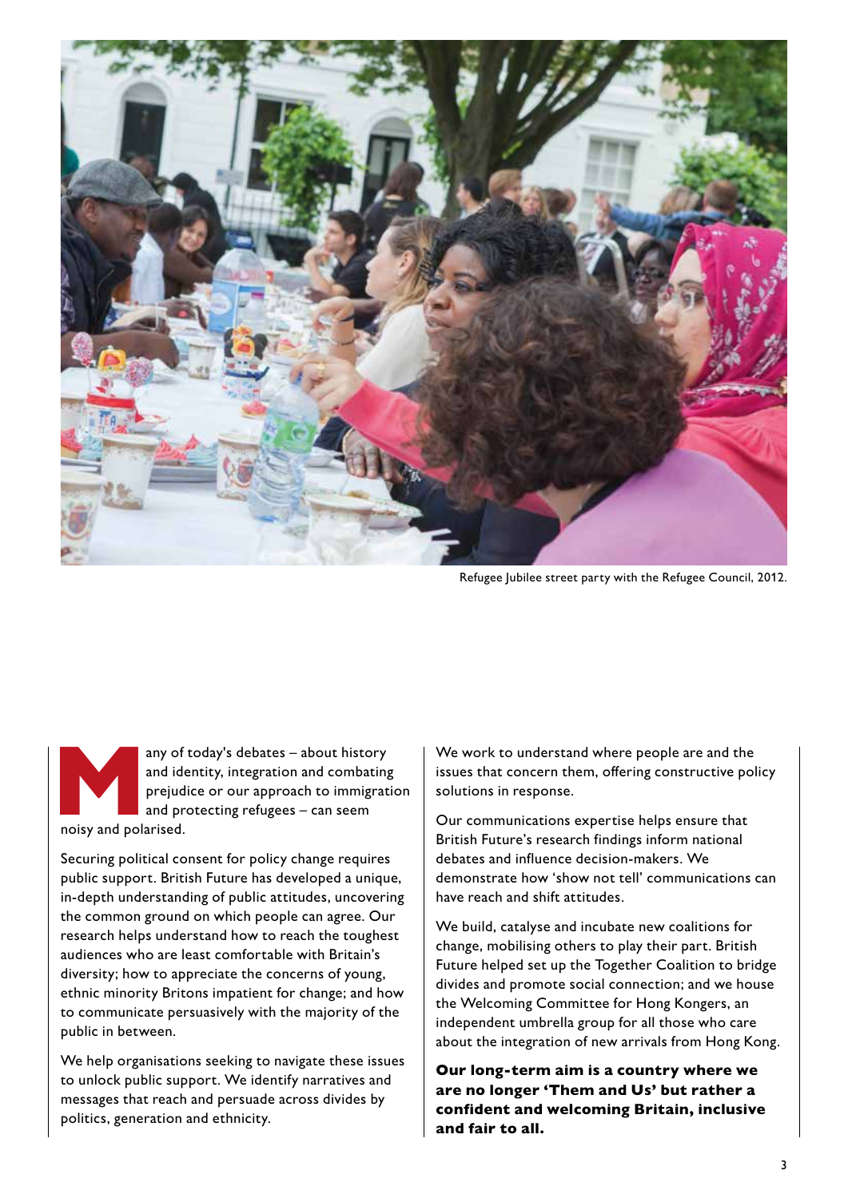Refugee Jubilee street party with the Refugee Council, 2012.

Many of today's debates – about history and identity, integration and combating prejudice or our approach to immigration and protecting refugees – can seem noisy and polarised.

Securing political consent for policy change requires public support. British Future has developed a unique, in-depth understanding of public attitudes, uncovering the common ground on which people can agree. Our research helps understand how to reach the toughest audiences who are least comfortable with Britain's diversity; how to appreciate the concerns of young, ethnic minority Britons impatient for change; and how to communicate persuasively with the majority of the public in between.

We help organisations seeking to navigate these issues to unlock public support. We identify narratives and messages that reach and persuade across divides by politics, generation and ethnicity.

We work to understand where people are and the issues that concern them, offering constructive policy solutions in response.

Our communications expertise helps ensure that British Future's research findings inform national debates and influence decision-makers. We demonstrate how 'show not tell' communications can have reach and shift attitudes.

We build, catalyse and incubate new coalitions for change, mobilising others to play their part. British Future helped set up the Together Coalition to bridge divides and promote social connection; and we house the Welcoming Committee for Hong Kongers, an independent umbrella group for all those who care about the integration of new arrivals from Hong Kong.

**Our long-term aim is a country where we are no longer 'Them and Us' but rather a confident and welcoming Britain, inclusive and fair to all.**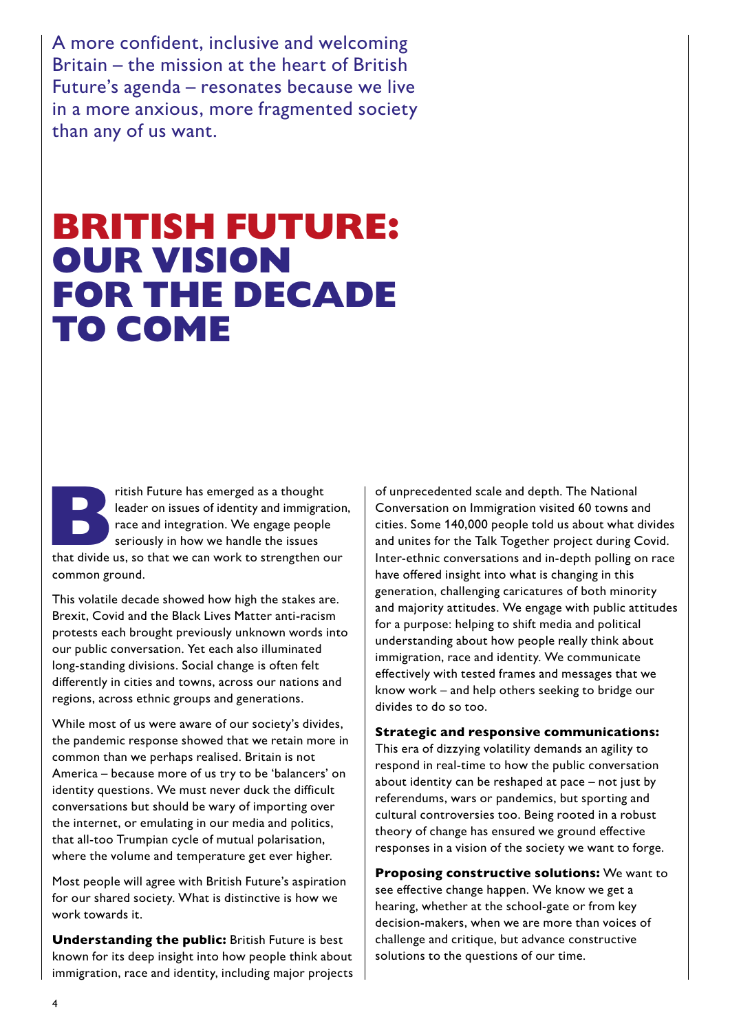A more confident, inclusive and welcoming Britain – the mission at the heart of British Future's agenda – resonates because we live in a more anxious, more fragmented society than any of us want.

# BRITISH FUTURE: OUR VISION FOR THE DECADE TO COME

British Future has emerged as a thought leader on issues of identity and immigration, race and integration. We engage people seriously in how we handle the issues that divide us, so that we can work to strengthen our common ground.

This volatile decade showed how high the stakes are. Brexit, Covid and the Black Lives Matter anti-racism protests each brought previously unknown words into our public conversation. Yet each also illuminated long-standing divisions. Social change is often felt differently in cities and towns, across our nations and regions, across ethnic groups and generations.

While most of us were aware of our society's divides, the pandemic response showed that we retain more in common than we perhaps realised. Britain is not America – because more of us try to be 'balancers' on identity questions. We must never duck the difficult conversations but should be wary of importing over the internet, or emulating in our media and politics, that all-too Trumpian cycle of mutual polarisation, where the volume and temperature get ever higher.

Most people will agree with British Future's aspiration for our shared society. What is distinctive is how we work towards it.

**Understanding the public:** British Future is best known for its deep insight into how people think about immigration, race and identity, including major projects of unprecedented scale and depth. The National Conversation on Immigration visited 60 towns and cities. Some 140,000 people told us about what divides and unites for the Talk Together project during Covid. Inter-ethnic conversations and in-depth polling on race have offered insight into what is changing in this generation, challenging caricatures of both minority and majority attitudes. We engage with public attitudes for a purpose: helping to shift media and political understanding about how people really think about immigration, race and identity. We communicate effectively with tested frames and messages that we know work – and help others seeking to bridge our divides to do so too.

**Strategic and responsive communications:** This era of dizzying volatility demands an agility to respond in real-time to how the public conversation about identity can be reshaped at pace – not just by referendums, wars or pandemics, but sporting and cultural controversies too. Being rooted in a robust theory of change has ensured we ground effective responses in a vision of the society we want to forge.

**Proposing constructive solutions:** We want to see effective change happen. We know we get a hearing, whether at the school-gate or from key decision-makers, when we are more than voices of challenge and critique, but advance constructive solutions to the questions of our time.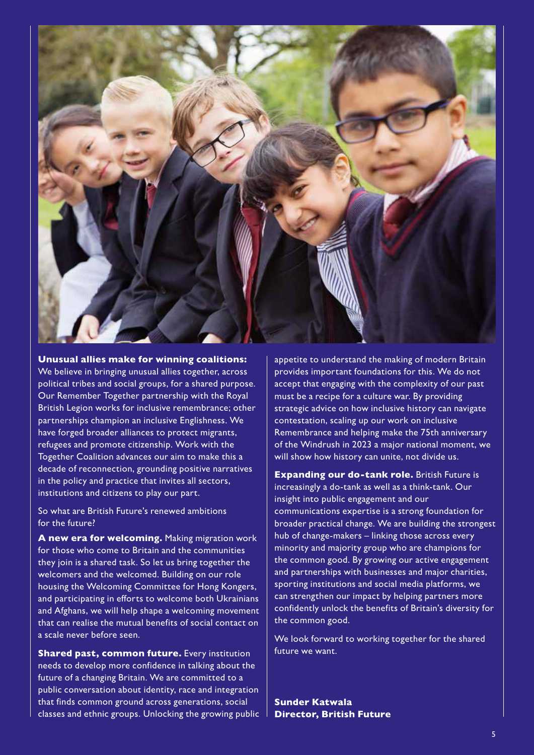**Unusual allies make for winning coalitions:** We believe in bringing unusual allies together, across political tribes and social groups, for a shared purpose. Our Remember Together partnership with the Royal British Legion works for inclusive remembrance; other partnerships champion an inclusive Englishness. We have forged broader alliances to protect migrants, refugees and promote citizenship. Work with the Together Coalition advances our aim to make this a decade of reconnection, grounding positive narratives in the policy and practice that invites all sectors, institutions and citizens to play our part.

So what are British Future's renewed ambitions for the future?

**A new era for welcoming.** Making migration work for those who come to Britain and the communities they join is a shared task. So let us bring together the welcomers and the welcomed. Building on our role housing the Welcoming Committee for Hong Kongers, and participating in efforts to welcome both Ukrainians and Afghans, we will help shape a welcoming movement that can realise the mutual benefits of social contact on a scale never before seen.

**Shared past, common future.** Every institution needs to develop more confidence in talking about the future of a changing Britain. We are committed to a public conversation about identity, race and integration that finds common ground across generations, social classes and ethnic groups. Unlocking the growing public appetite to understand the making of modern Britain provides important foundations for this. We do not accept that engaging with the complexity of our past must be a recipe for a culture war. By providing strategic advice on how inclusive history can navigate contestation, scaling up our work on inclusive Remembrance and helping make the 75th anniversary of the Windrush in 2023 a major national moment, we will show how history can unite, not divide us.

**Expanding our do-tank role.** British Future is increasingly a do-tank as well as a think-tank. Our insight into public engagement and our communications expertise is a strong foundation for broader practical change. We are building the strongest hub of change-makers – linking those across every minority and majority group who are champions for the common good. By growing our active engagement and partnerships with businesses and major charities, sporting institutions and social media platforms, we can strengthen our impact by helping partners more confidently unlock the benefits of Britain's diversity for the common good.

We look forward to working together for the shared future we want.

**Sunder Katwala**
**Director, British Future**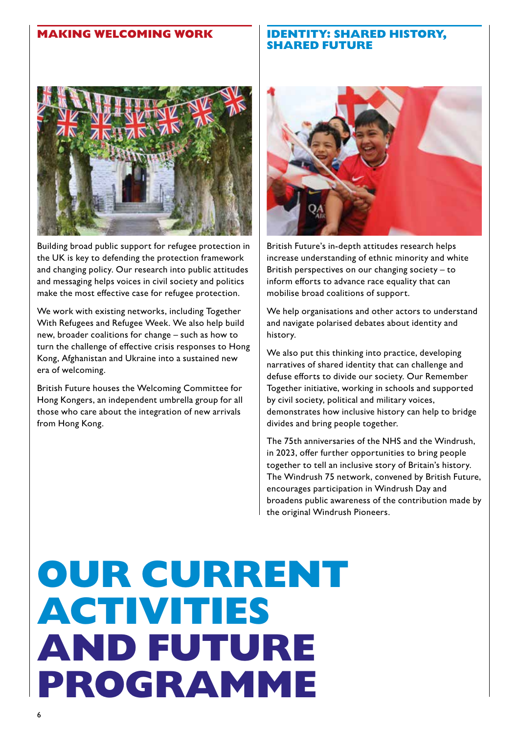## MAKING WELCOMING WORK

Building broad public support for refugee protection in the UK is key to defending the protection framework and changing policy. Our research into public attitudes and messaging helps voices in civil society and politics make the most effective case for refugee protection.

We work with existing networks, including Together With Refugees and Refugee Week. We also help build new, broader coalitions for change – such as how to turn the challenge of effective crisis responses to Hong Kong, Afghanistan and Ukraine into a sustained new era of welcoming.

British Future houses the Welcoming Committee for Hong Kongers, an independent umbrella group for all those who care about the integration of new arrivals from Hong Kong.

## IDENTITY: SHARED HISTORY, SHARED FUTURE

British Future's in-depth attitudes research helps increase understanding of ethnic minority and white British perspectives on our changing society – to inform efforts to advance race equality that can mobilise broad coalitions of support.

We help organisations and other actors to understand and navigate polarised debates about identity and history.

We also put this thinking into practice, developing narratives of shared identity that can challenge and defuse efforts to divide our society. Our Remember Together initiative, working in schools and supported by civil society, political and military voices, demonstrates how inclusive history can help to bridge divides and bring people together.

The 75th anniversaries of the NHS and the Windrush, in 2023, offer further opportunities to bring people together to tell an inclusive story of Britain's history. The Windrush 75 network, convened by British Future, encourages participation in Windrush Day and broadens public awareness of the contribution made by the original Windrush Pioneers.

# OUR CURRENT ACTIVITIES AND FUTURE PROGRAMME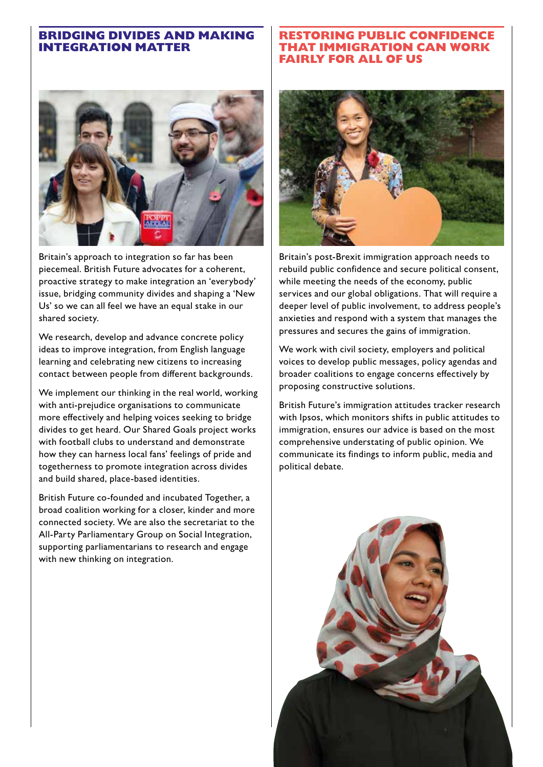## BRIDGING DIVIDES AND MAKING INTEGRATION MATTER

Britain's approach to integration so far has been piecemeal. British Future advocates for a coherent, proactive strategy to make integration an 'everybody' issue, bridging community divides and shaping a 'New Us' so we can all feel we have an equal stake in our shared society.

We research, develop and advance concrete policy ideas to improve integration, from English language learning and celebrating new citizens to increasing contact between people from different backgrounds.

We implement our thinking in the real world, working with anti-prejudice organisations to communicate more effectively and helping voices seeking to bridge divides to get heard. Our Shared Goals project works with football clubs to understand and demonstrate how they can harness local fans' feelings of pride and togetherness to promote integration across divides and build shared, place-based identities.

British Future co-founded and incubated Together, a broad coalition working for a closer, kinder and more connected society. We are also the secretariat to the All-Party Parliamentary Group on Social Integration, supporting parliamentarians to research and engage with new thinking on integration.

## RESTORING PUBLIC CONFIDENCE THAT IMMIGRATION CAN WORK FAIRLY FOR ALL OF US

Britain's post-Brexit immigration approach needs to rebuild public confidence and secure political consent, while meeting the needs of the economy, public services and our global obligations. That will require a deeper level of public involvement, to address people's anxieties and respond with a system that manages the pressures and secures the gains of immigration.

We work with civil society, employers and political voices to develop public messages, policy agendas and broader coalitions to engage concerns effectively by proposing constructive solutions.

British Future's immigration attitudes tracker research with Ipsos, which monitors shifts in public attitudes to immigration, ensures our advice is based on the most comprehensive understating of public opinion. We communicate its findings to inform public, media and political debate.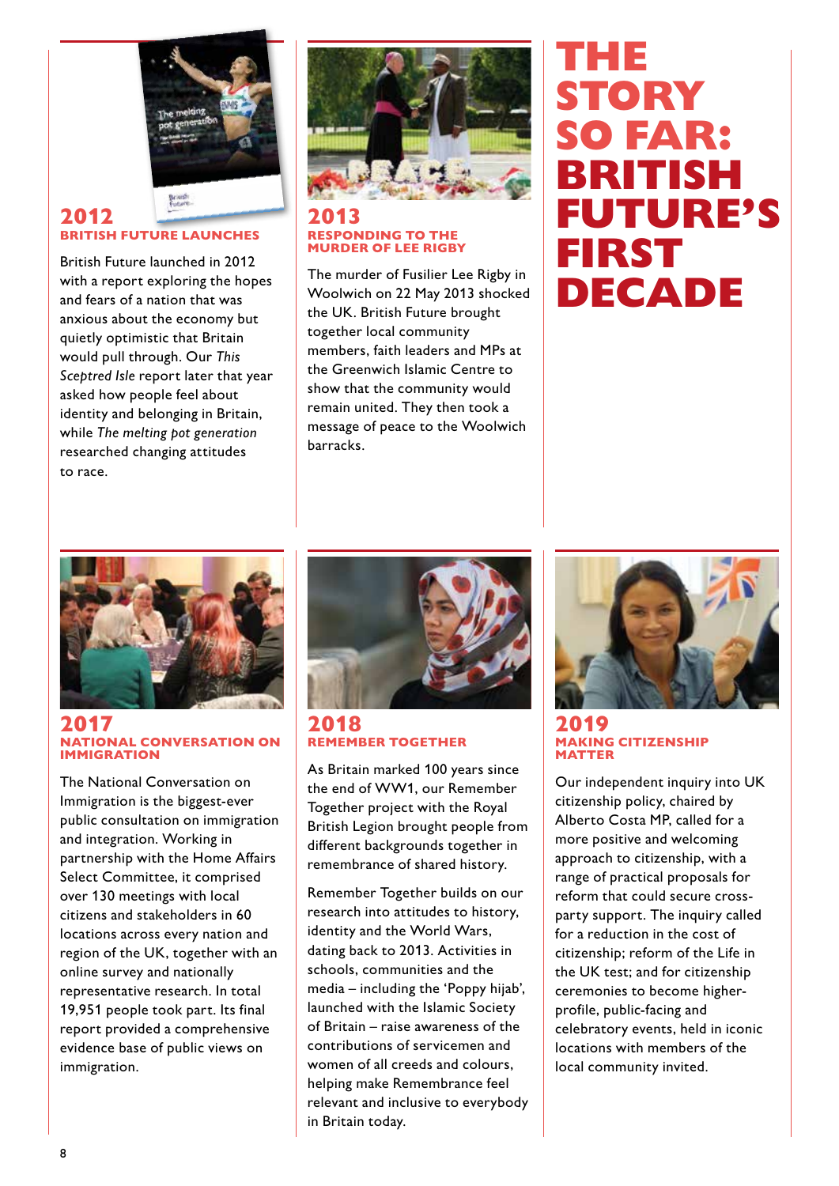# THE STORY SO FAR: BRITISH FUTURE'S FIRST DECADE

## 2012
### BRITISH FUTURE LAUNCHES

British Future launched in 2012 with a report exploring the hopes and fears of a nation that was anxious about the economy but quietly optimistic that Britain would pull through. Our *This Sceptred Isle* report later that year asked how people feel about identity and belonging in Britain, while *The melting pot generation* researched changing attitudes to race.

## 2013
### RESPONDING TO THE MURDER OF LEE RIGBY

The murder of Fusilier Lee Rigby in Woolwich on 22 May 2013 shocked the UK. British Future brought together local community members, faith leaders and MPs at the Greenwich Islamic Centre to show that the community would remain united. They then took a message of peace to the Woolwich barracks.

## 2017
### NATIONAL CONVERSATION ON IMMIGRATION

The National Conversation on Immigration is the biggest-ever public consultation on immigration and integration. Working in partnership with the Home Affairs Select Committee, it comprised over 130 meetings with local citizens and stakeholders in 60 locations across every nation and region of the UK, together with an online survey and nationally representative research. In total 19,951 people took part. Its final report provided a comprehensive evidence base of public views on immigration.

## 2018
### REMEMBER TOGETHER

As Britain marked 100 years since the end of WW1, our Remember Together project with the Royal British Legion brought people from different backgrounds together in remembrance of shared history.

Remember Together builds on our research into attitudes to history, identity and the World Wars, dating back to 2013. Activities in schools, communities and the media – including the 'Poppy hijab', launched with the Islamic Society of Britain – raise awareness of the contributions of servicemen and women of all creeds and colours, helping make Remembrance feel relevant and inclusive to everybody in Britain today.

## 2019
### MAKING CITIZENSHIP MATTER

Our independent inquiry into UK citizenship policy, chaired by Alberto Costa MP, called for a more positive and welcoming approach to citizenship, with a range of practical proposals for reform that could secure cross-party support. The inquiry called for a reduction in the cost of citizenship; reform of the Life in the UK test; and for citizenship ceremonies to become higher-profile, public-facing and celebratory events, held in iconic locations with members of the local community invited.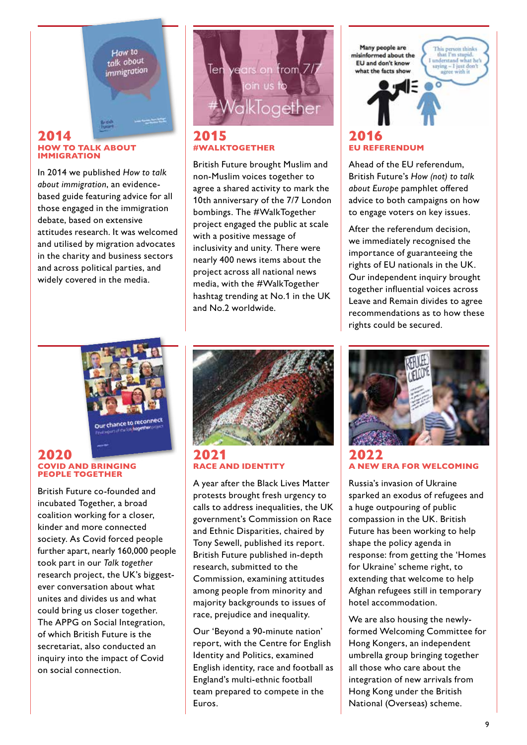## 2014
### HOW TO TALK ABOUT IMMIGRATION

In 2014 we published *How to talk about immigration*, an evidence-based guide featuring advice for all those engaged in the immigration debate, based on extensive attitudes research. It was welcomed and utilised by migration advocates in the charity and business sectors and across political parties, and widely covered in the media.

## 2015
### #WALKTOGETHER

British Future brought Muslim and non-Muslim voices together to agree a shared activity to mark the 10th anniversary of the 7/7 London bombings. The #WalkTogether project engaged the public at scale with a positive message of inclusivity and unity. There were nearly 400 news items about the project across all national news media, with the #WalkTogether hashtag trending at No.1 in the UK and No.2 worldwide.

## 2016
### EU REFERENDUM

Ahead of the EU referendum, British Future's *How (not) to talk about Europe* pamphlet offered advice to both campaigns on how to engage voters on key issues.

After the referendum decision, we immediately recognised the importance of guaranteeing the rights of EU nationals in the UK. Our independent inquiry brought together influential voices across Leave and Remain divides to agree recommendations as to how these rights could be secured.

## 2020
### COVID AND BRINGING PEOPLE TOGETHER

British Future co-founded and incubated Together, a broad coalition working for a closer, kinder and more connected society. As Covid forced people further apart, nearly 160,000 people took part in our *Talk together* research project, the UK's biggest-ever conversation about what unites and divides us and what could bring us closer together. The APPG on Social Integration, of which British Future is the secretariat, also conducted an inquiry into the impact of Covid on social connection.

## 2021
### RACE AND IDENTITY

A year after the Black Lives Matter protests brought fresh urgency to calls to address inequalities, the UK government's Commission on Race and Ethnic Disparities, chaired by Tony Sewell, published its report. British Future published in-depth research, submitted to the Commission, examining attitudes among people from minority and majority backgrounds to issues of race, prejudice and inequality.

Our 'Beyond a 90-minute nation' report, with the Centre for English Identity and Politics, examined English identity, race and football as England's multi-ethnic football team prepared to compete in the Euros.

## 2022
### A NEW ERA FOR WELCOMING

Russia's invasion of Ukraine sparked an exodus of refugees and a huge outpouring of public compassion in the UK. British Future has been working to help shape the policy agenda in response: from getting the 'Homes for Ukraine' scheme right, to extending that welcome to help Afghan refugees still in temporary hotel accommodation.

We are also housing the newly-formed Welcoming Committee for Hong Kongers, an independent umbrella group bringing together all those who care about the integration of new arrivals from Hong Kong under the British National (Overseas) scheme.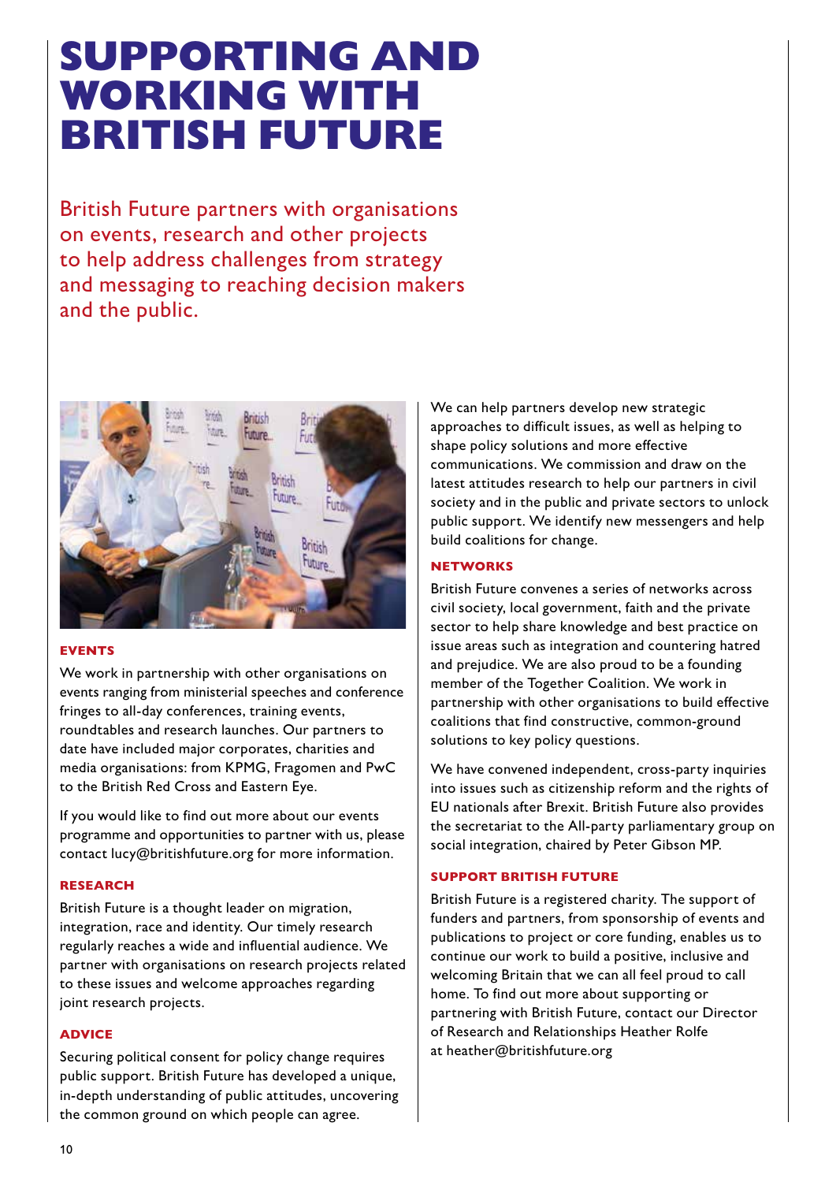# SUPPORTING AND WORKING WITH BRITISH FUTURE

British Future partners with organisations on events, research and other projects to help address challenges from strategy and messaging to reaching decision makers and the public.

### EVENTS

We work in partnership with other organisations on events ranging from ministerial speeches and conference fringes to all-day conferences, training events, roundtables and research launches. Our partners to date have included major corporates, charities and media organisations: from KPMG, Fragomen and PwC to the British Red Cross and Eastern Eye.

If you would like to find out more about our events programme and opportunities to partner with us, please contact lucy@britishfuture.org for more information.

### RESEARCH

British Future is a thought leader on migration, integration, race and identity. Our timely research regularly reaches a wide and influential audience. We partner with organisations on research projects related to these issues and welcome approaches regarding joint research projects.

### ADVICE

Securing political consent for policy change requires public support. British Future has developed a unique, in-depth understanding of public attitudes, uncovering the common ground on which people can agree.

We can help partners develop new strategic approaches to difficult issues, as well as helping to shape policy solutions and more effective communications. We commission and draw on the latest attitudes research to help our partners in civil society and in the public and private sectors to unlock public support. We identify new messengers and help build coalitions for change.

### NETWORKS

British Future convenes a series of networks across civil society, local government, faith and the private sector to help share knowledge and best practice on issue areas such as integration and countering hatred and prejudice. We are also proud to be a founding member of the Together Coalition. We work in partnership with other organisations to build effective coalitions that find constructive, common-ground solutions to key policy questions.

We have convened independent, cross-party inquiries into issues such as citizenship reform and the rights of EU nationals after Brexit. British Future also provides the secretariat to the All-party parliamentary group on social integration, chaired by Peter Gibson MP.

### SUPPORT BRITISH FUTURE

British Future is a registered charity. The support of funders and partners, from sponsorship of events and publications to project or core funding, enables us to continue our work to build a positive, inclusive and welcoming Britain that we can all feel proud to call home. To find out more about supporting or partnering with British Future, contact our Director of Research and Relationships Heather Rolfe at heather@britishfuture.org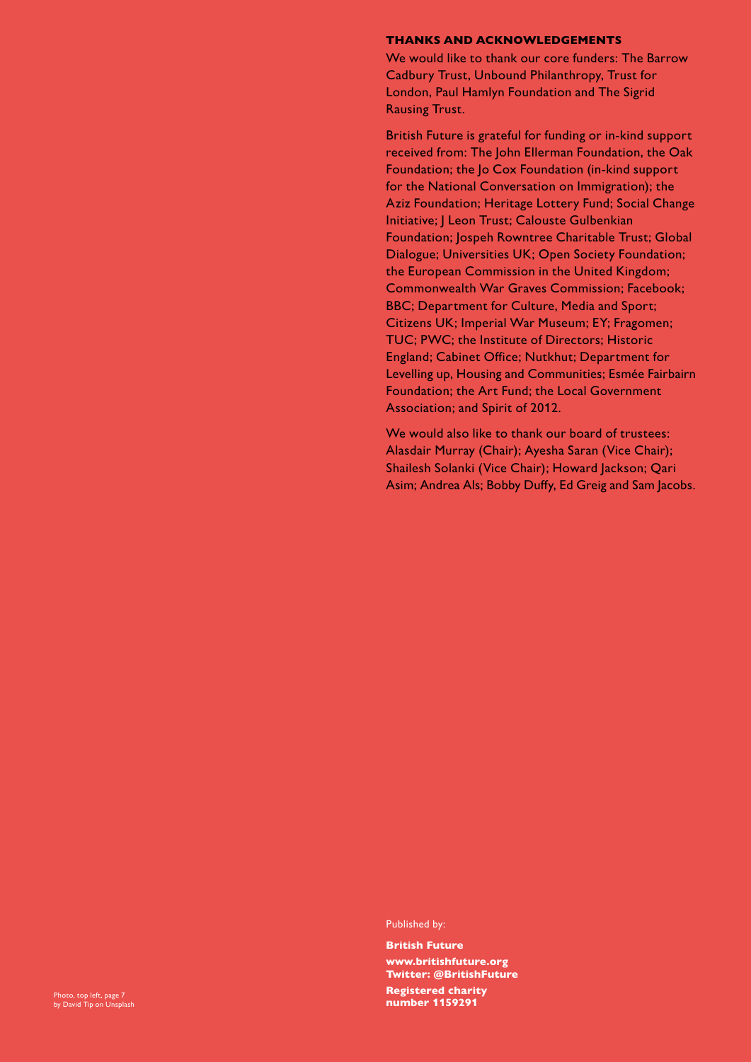## THANKS AND ACKNOWLEDGEMENTS

We would like to thank our core funders: The Barrow Cadbury Trust, Unbound Philanthropy, Trust for London, Paul Hamlyn Foundation and The Sigrid Rausing Trust.

British Future is grateful for funding or in-kind support received from: The John Ellerman Foundation, the Oak Foundation; the Jo Cox Foundation (in-kind support for the National Conversation on Immigration); the Aziz Foundation; Heritage Lottery Fund; Social Change Initiative; J Leon Trust; Calouste Gulbenkian Foundation; Jospeh Rowntree Charitable Trust; Global Dialogue; Universities UK; Open Society Foundation; the European Commission in the United Kingdom; Commonwealth War Graves Commission; Facebook; BBC; Department for Culture, Media and Sport; Citizens UK; Imperial War Museum; EY; Fragomen; TUC; PWC; the Institute of Directors; Historic England; Cabinet Office; Nutkhut; Department for Levelling up, Housing and Communities; Esmée Fairbairn Foundation; the Art Fund; the Local Government Association; and Spirit of 2012.

We would also like to thank our board of trustees: Alasdair Murray (Chair); Ayesha Saran (Vice Chair); Shailesh Solanki (Vice Chair); Howard Jackson; Qari Asim; Andrea Als; Bobby Duffy, Ed Greig and Sam Jacobs.

Published by:

**British Future**
**www.britishfuture.org**
**Twitter: @BritishFuture**
**Registered charity number 1159291**

Photo, top left, page 7 by David Tip on Unsplash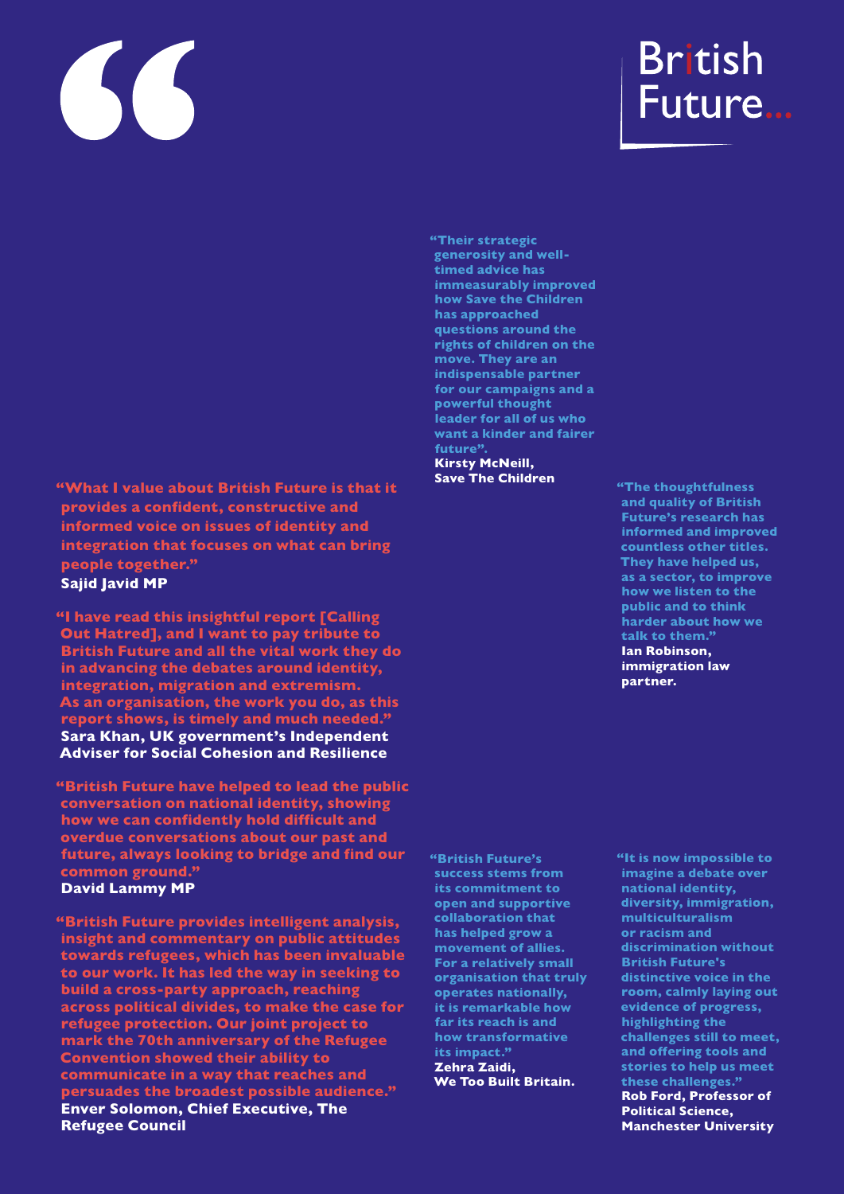British Future...

"Their strategic generosity and well-timed advice has immeasurably improved how Save the Children has approached questions around the rights of children on the move. They are an indispensable partner for our campaigns and a powerful thought leader for all of us who want a kinder and fairer future".
**Kirsty McNeill, Save The Children**

"What I value about British Future is that it provides a confident, constructive and informed voice on issues of identity and integration that focuses on what can bring people together."
**Sajid Javid MP**

"The thoughtfulness and quality of British Future's research has informed and improved countless other titles. They have helped us, as a sector, to improve how we listen to the public and to think harder about how we talk to them."
**Ian Robinson, immigration law partner.**

"I have read this insightful report [Calling Out Hatred], and I want to pay tribute to British Future and all the vital work they do in advancing the debates around identity, integration, migration and extremism. As an organisation, the work you do, as this report shows, is timely and much needed."
**Sara Khan, UK government's Independent Adviser for Social Cohesion and Resilience**

"British Future have helped to lead the public conversation on national identity, showing how we can confidently hold difficult and overdue conversations about our past and future, always looking to bridge and find our common ground."
**David Lammy MP**

"British Future provides intelligent analysis, insight and commentary on public attitudes towards refugees, which has been invaluable to our work. It has led the way in seeking to build a cross-party approach, reaching across political divides, to make the case for refugee protection. Our joint project to mark the 70th anniversary of the Refugee Convention showed their ability to communicate in a way that reaches and persuades the broadest possible audience."
**Enver Solomon, Chief Executive, The Refugee Council**

"British Future's success stems from its commitment to open and supportive collaboration that has helped grow a movement of allies. For a relatively small organisation that truly operates nationally, it is remarkable how far its reach is and how transformative its impact."
**Zehra Zaidi, We Too Built Britain.**

"It is now impossible to imagine a debate over national identity, diversity, immigration, multiculturalism or racism and discrimination without British Future's distinctive voice in the room, calmly laying out evidence of progress, highlighting the challenges still to meet, and offering tools and stories to help us meet these challenges."
**Rob Ford, Professor of Political Science, Manchester University**